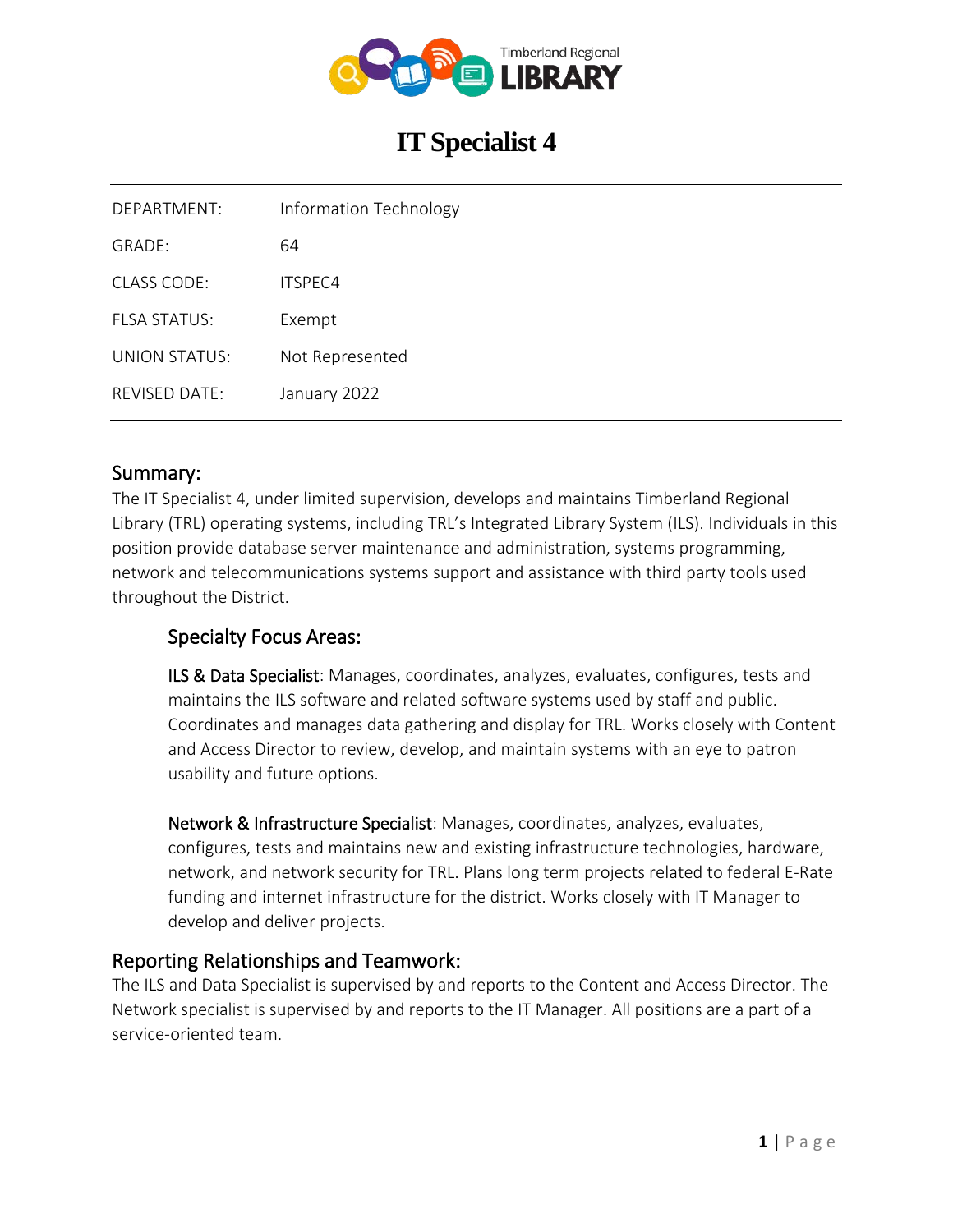# IT Specialist 4

| | |
|---|---|
| DEPARTMENT: | Information Technology |
| GRADE: | 64 |
| CLASS CODE: | ITSPEC4 |
| FLSA STATUS: | Exempt |
| UNION STATUS: | Not Represented |
| REVISED DATE: | January 2022 |

## Summary:

The IT Specialist 4, under limited supervision, develops and maintains Timberland Regional Library (TRL) operating systems, including TRL's Integrated Library System (ILS). Individuals in this position provide database server maintenance and administration, systems programming, network and telecommunications systems support and assistance with third party tools used throughout the District.

### Specialty Focus Areas:

**ILS & Data Specialist**: Manages, coordinates, analyzes, evaluates, configures, tests and maintains the ILS software and related software systems used by staff and public. Coordinates and manages data gathering and display for TRL. Works closely with Content and Access Director to review, develop, and maintain systems with an eye to patron usability and future options.

**Network & Infrastructure Specialist**: Manages, coordinates, analyzes, evaluates, configures, tests and maintains new and existing infrastructure technologies, hardware, network, and network security for TRL. Plans long term projects related to federal E-Rate funding and internet infrastructure for the district. Works closely with IT Manager to develop and deliver projects.

## Reporting Relationships and Teamwork:

The ILS and Data Specialist is supervised by and reports to the Content and Access Director. The Network specialist is supervised by and reports to the IT Manager. All positions are a part of a service-oriented team.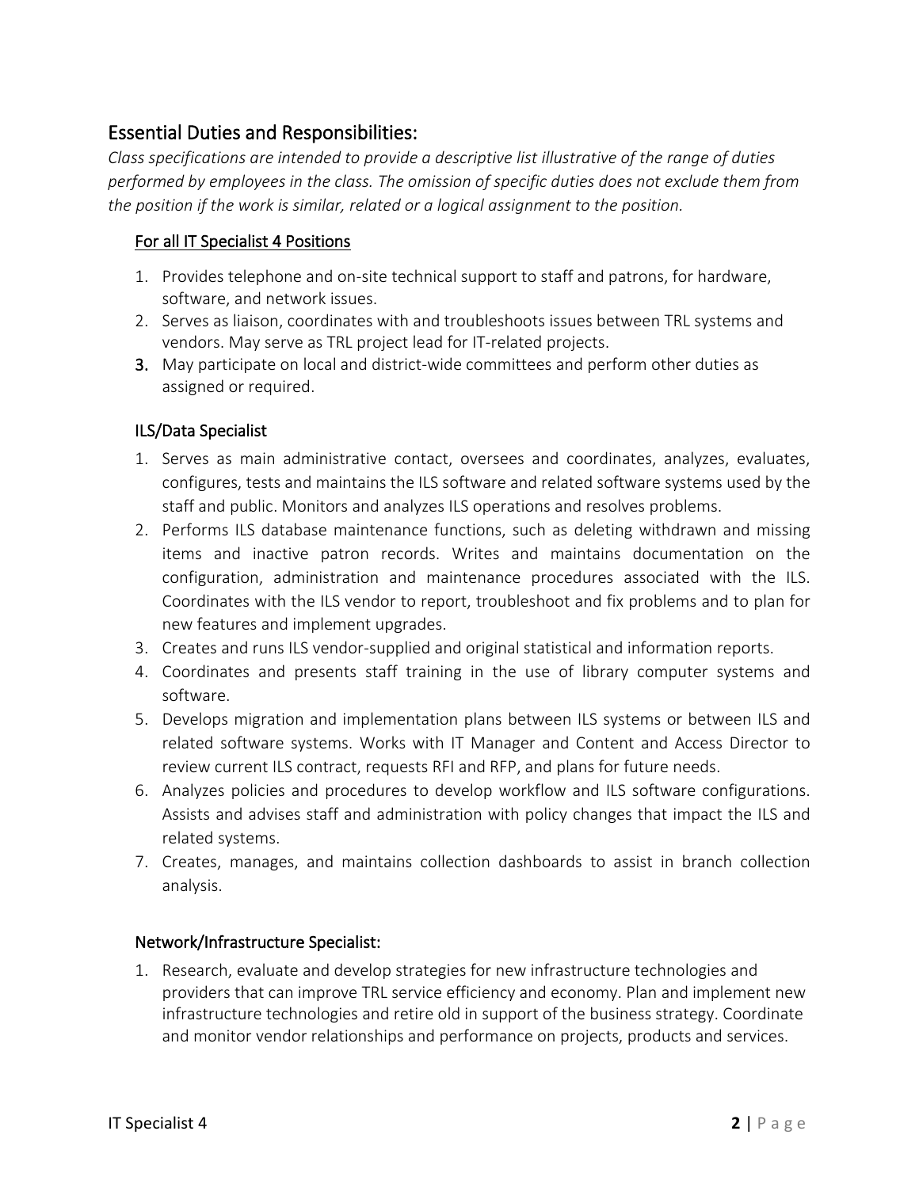## Essential Duties and Responsibilities:

*Class specifications are intended to provide a descriptive list illustrative of the range of duties performed by employees in the class. The omission of specific duties does not exclude them from the position if the work is similar, related or a logical assignment to the position.*

### For all IT Specialist 4 Positions

1. Provides telephone and on-site technical support to staff and patrons, for hardware, software, and network issues.
2. Serves as liaison, coordinates with and troubleshoots issues between TRL systems and vendors. May serve as TRL project lead for IT-related projects.
3. May participate on local and district-wide committees and perform other duties as assigned or required.

### ILS/Data Specialist

1. Serves as main administrative contact, oversees and coordinates, analyzes, evaluates, configures, tests and maintains the ILS software and related software systems used by the staff and public. Monitors and analyzes ILS operations and resolves problems.
2. Performs ILS database maintenance functions, such as deleting withdrawn and missing items and inactive patron records. Writes and maintains documentation on the configuration, administration and maintenance procedures associated with the ILS. Coordinates with the ILS vendor to report, troubleshoot and fix problems and to plan for new features and implement upgrades.
3. Creates and runs ILS vendor-supplied and original statistical and information reports.
4. Coordinates and presents staff training in the use of library computer systems and software.
5. Develops migration and implementation plans between ILS systems or between ILS and related software systems. Works with IT Manager and Content and Access Director to review current ILS contract, requests RFI and RFP, and plans for future needs.
6. Analyzes policies and procedures to develop workflow and ILS software configurations. Assists and advises staff and administration with policy changes that impact the ILS and related systems.
7. Creates, manages, and maintains collection dashboards to assist in branch collection analysis.

### Network/Infrastructure Specialist:

1. Research, evaluate and develop strategies for new infrastructure technologies and providers that can improve TRL service efficiency and economy. Plan and implement new infrastructure technologies and retire old in support of the business strategy. Coordinate and monitor vendor relationships and performance on projects, products and services.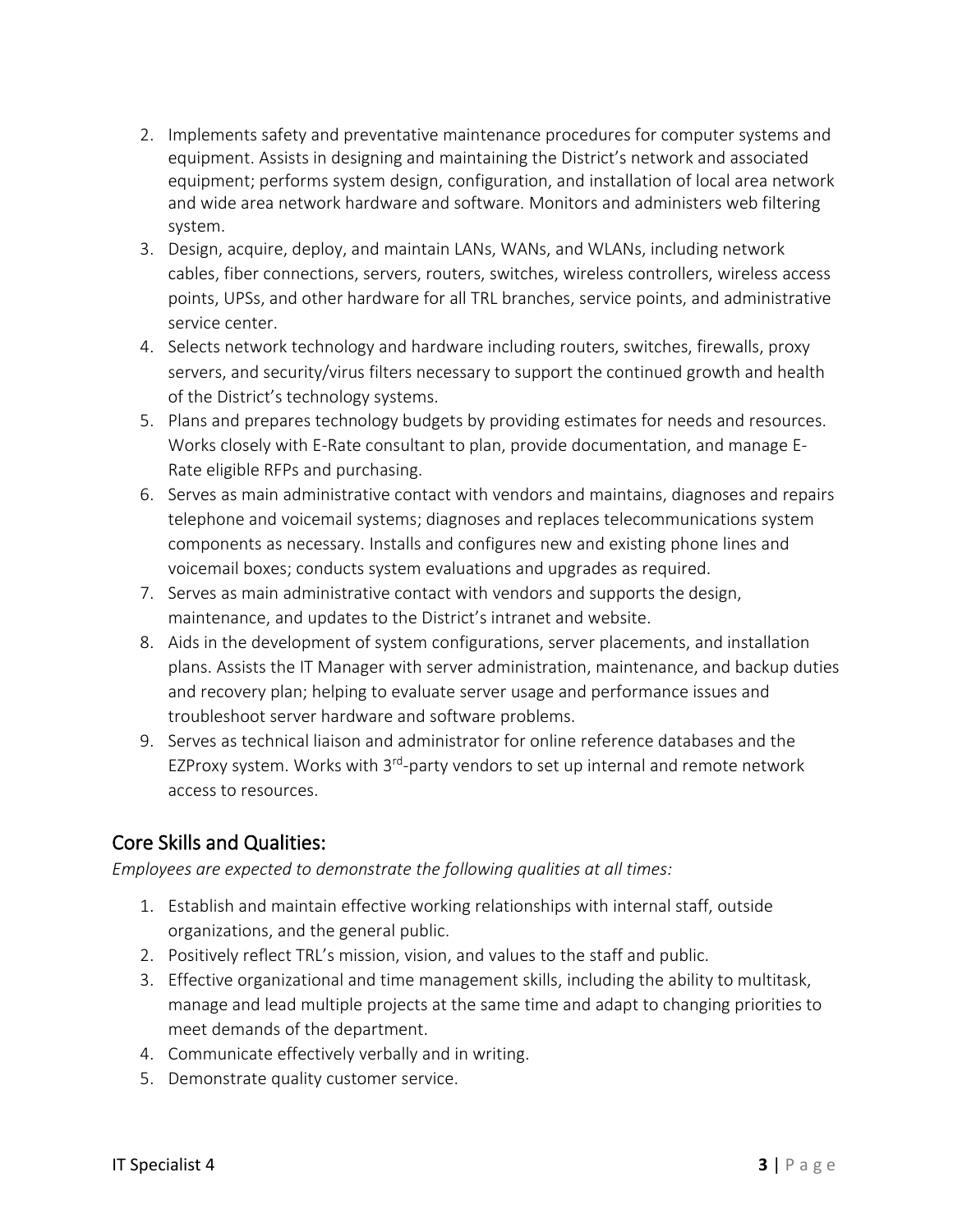2. Implements safety and preventative maintenance procedures for computer systems and equipment. Assists in designing and maintaining the District's network and associated equipment; performs system design, configuration, and installation of local area network and wide area network hardware and software. Monitors and administers web filtering system.
3. Design, acquire, deploy, and maintain LANs, WANs, and WLANs, including network cables, fiber connections, servers, routers, switches, wireless controllers, wireless access points, UPSs, and other hardware for all TRL branches, service points, and administrative service center.
4. Selects network technology and hardware including routers, switches, firewalls, proxy servers, and security/virus filters necessary to support the continued growth and health of the District's technology systems.
5. Plans and prepares technology budgets by providing estimates for needs and resources. Works closely with E-Rate consultant to plan, provide documentation, and manage E-Rate eligible RFPs and purchasing.
6. Serves as main administrative contact with vendors and maintains, diagnoses and repairs telephone and voicemail systems; diagnoses and replaces telecommunications system components as necessary. Installs and configures new and existing phone lines and voicemail boxes; conducts system evaluations and upgrades as required.
7. Serves as main administrative contact with vendors and supports the design, maintenance, and updates to the District's intranet and website.
8. Aids in the development of system configurations, server placements, and installation plans. Assists the IT Manager with server administration, maintenance, and backup duties and recovery plan; helping to evaluate server usage and performance issues and troubleshoot server hardware and software problems.
9. Serves as technical liaison and administrator for online reference databases and the EZProxy system. Works with 3rd-party vendors to set up internal and remote network access to resources.

## Core Skills and Qualities:

*Employees are expected to demonstrate the following qualities at all times:*

1. Establish and maintain effective working relationships with internal staff, outside organizations, and the general public.
2. Positively reflect TRL's mission, vision, and values to the staff and public.
3. Effective organizational and time management skills, including the ability to multitask, manage and lead multiple projects at the same time and adapt to changing priorities to meet demands of the department.
4. Communicate effectively verbally and in writing.
5. Demonstrate quality customer service.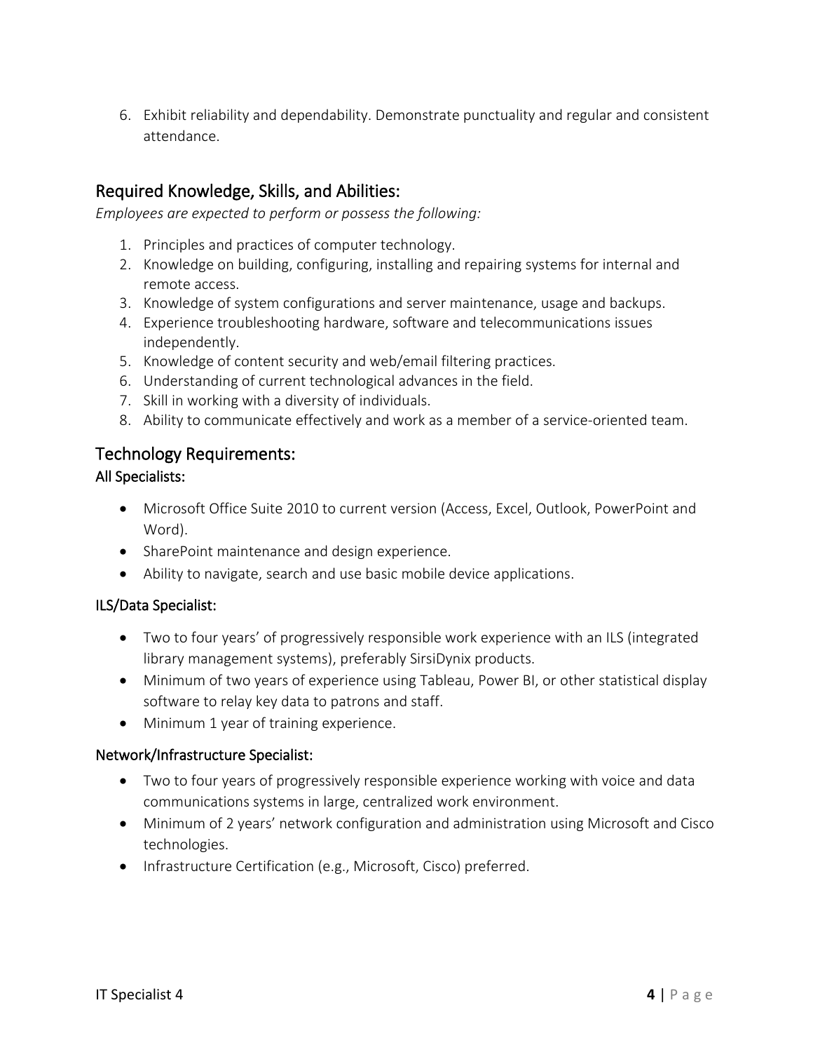6. Exhibit reliability and dependability. Demonstrate punctuality and regular and consistent attendance.

## Required Knowledge, Skills, and Abilities:

*Employees are expected to perform or possess the following:*

1. Principles and practices of computer technology.
2. Knowledge on building, configuring, installing and repairing systems for internal and remote access.
3. Knowledge of system configurations and server maintenance, usage and backups.
4. Experience troubleshooting hardware, software and telecommunications issues independently.
5. Knowledge of content security and web/email filtering practices.
6. Understanding of current technological advances in the field.
7. Skill in working with a diversity of individuals.
8. Ability to communicate effectively and work as a member of a service-oriented team.

## Technology Requirements:

### All Specialists:

- Microsoft Office Suite 2010 to current version (Access, Excel, Outlook, PowerPoint and Word).
- SharePoint maintenance and design experience.
- Ability to navigate, search and use basic mobile device applications.

### ILS/Data Specialist:

- Two to four years' of progressively responsible work experience with an ILS (integrated library management systems), preferably SirsiDynix products.
- Minimum of two years of experience using Tableau, Power BI, or other statistical display software to relay key data to patrons and staff.
- Minimum 1 year of training experience.

### Network/Infrastructure Specialist:

- Two to four years of progressively responsible experience working with voice and data communications systems in large, centralized work environment.
- Minimum of 2 years' network configuration and administration using Microsoft and Cisco technologies.
- Infrastructure Certification (e.g., Microsoft, Cisco) preferred.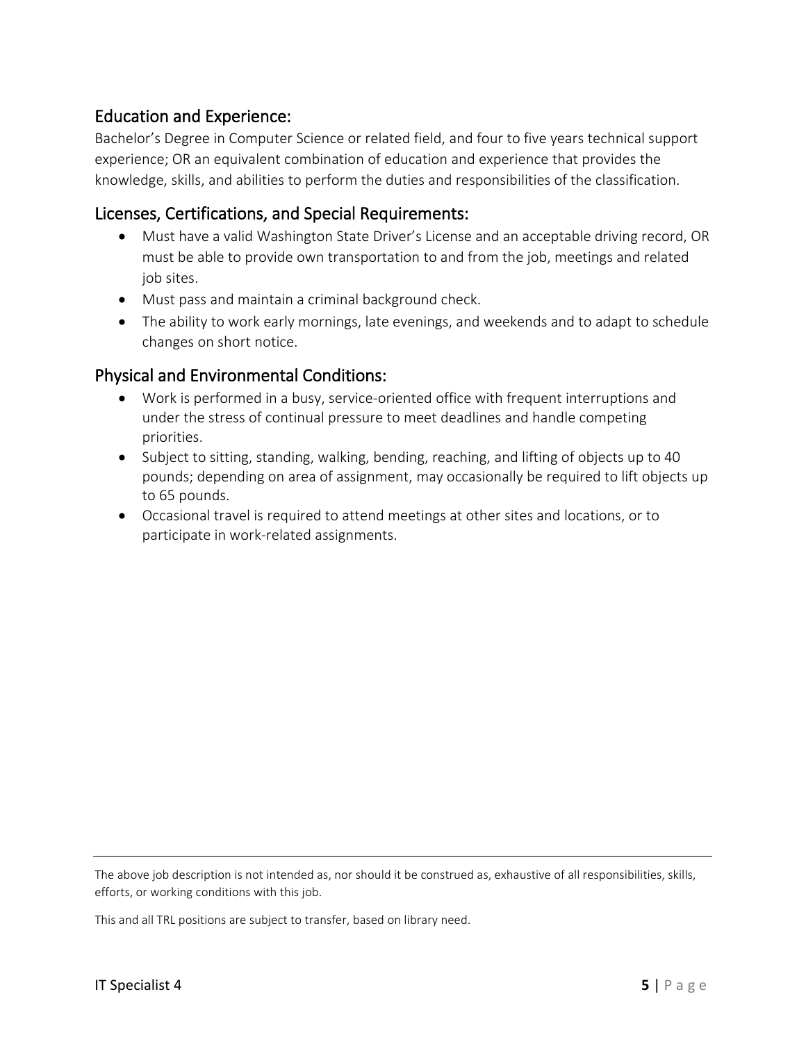## Education and Experience:

Bachelor's Degree in Computer Science or related field, and four to five years technical support experience; OR an equivalent combination of education and experience that provides the knowledge, skills, and abilities to perform the duties and responsibilities of the classification.

## Licenses, Certifications, and Special Requirements:

- Must have a valid Washington State Driver's License and an acceptable driving record, OR must be able to provide own transportation to and from the job, meetings and related job sites.
- Must pass and maintain a criminal background check.
- The ability to work early mornings, late evenings, and weekends and to adapt to schedule changes on short notice.

## Physical and Environmental Conditions:

- Work is performed in a busy, service-oriented office with frequent interruptions and under the stress of continual pressure to meet deadlines and handle competing priorities.
- Subject to sitting, standing, walking, bending, reaching, and lifting of objects up to 40 pounds; depending on area of assignment, may occasionally be required to lift objects up to 65 pounds.
- Occasional travel is required to attend meetings at other sites and locations, or to participate in work-related assignments.

---

The above job description is not intended as, nor should it be construed as, exhaustive of all responsibilities, skills, efforts, or working conditions with this job.

This and all TRL positions are subject to transfer, based on library need.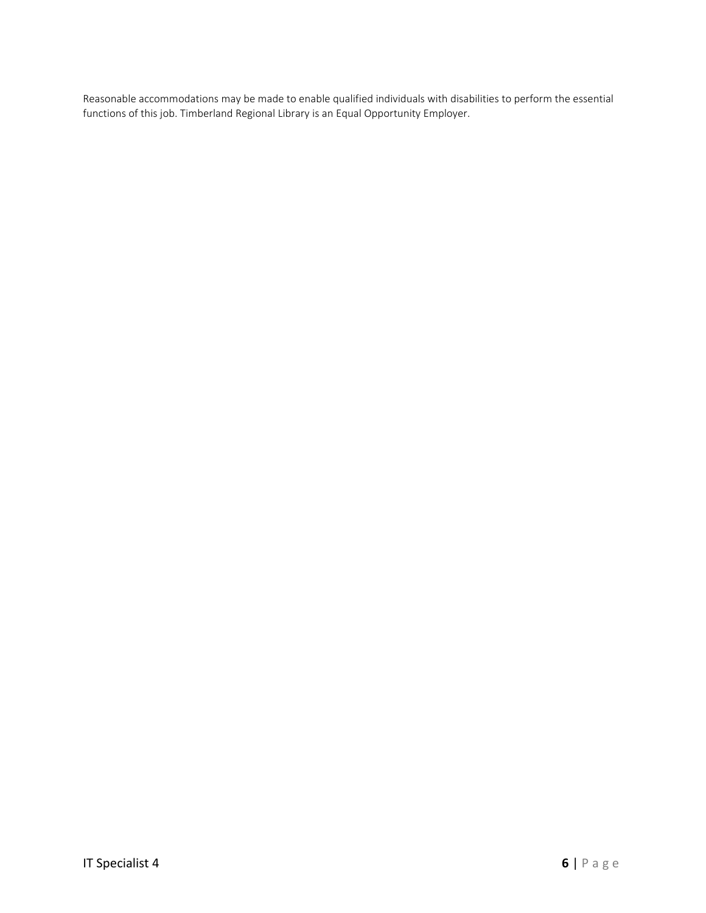Reasonable accommodations may be made to enable qualified individuals with disabilities to perform the essential functions of this job. Timberland Regional Library is an Equal Opportunity Employer.